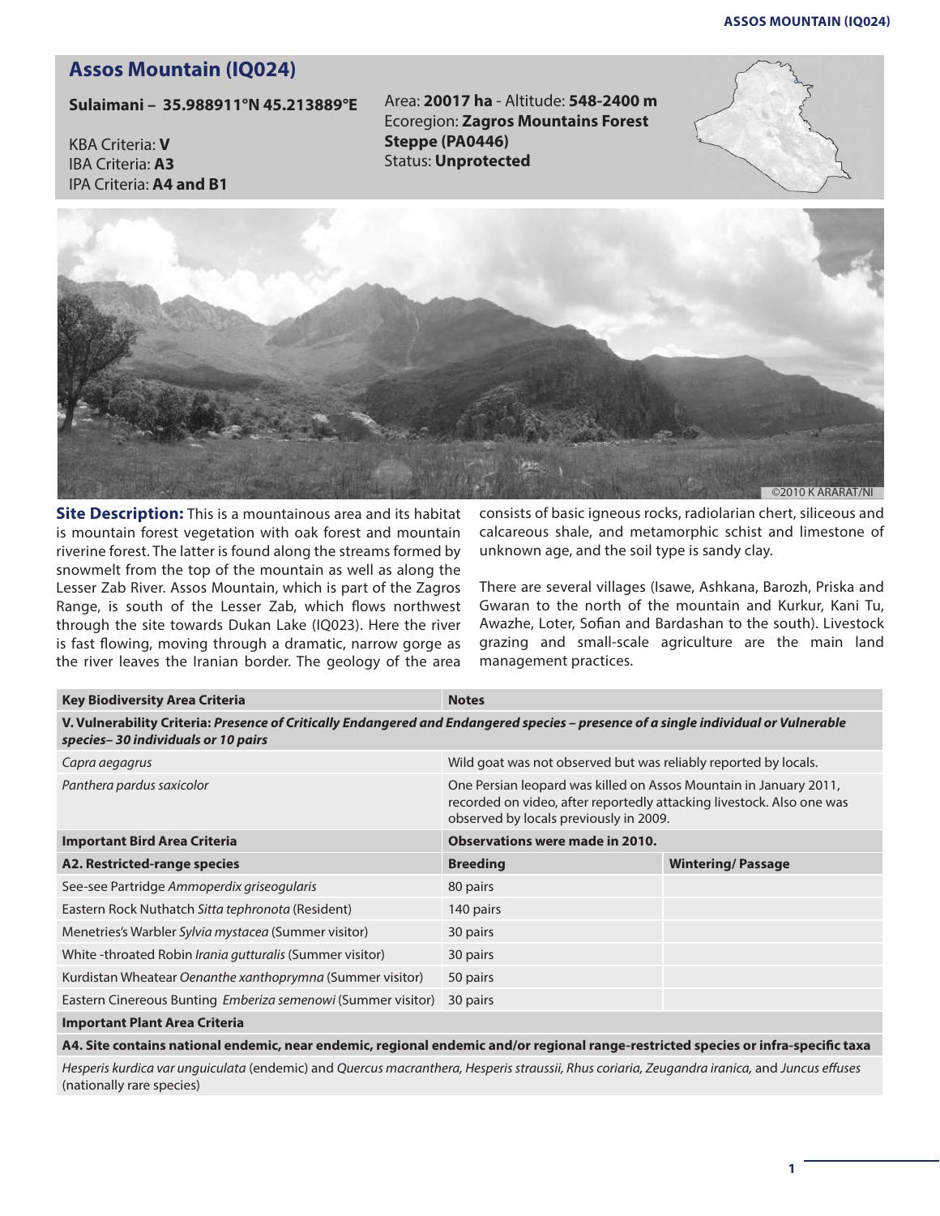# Assos Mountain (IQ024)

**Sulaimani – 35.988911°N 45.213889°E**

KBA Criteria: **V**
IBA Criteria: **A3**
IPA Criteria: **A4 and B1**

Area: **20017 ha** - Altitude: **548-2400 m**
Ecoregion: **Zagros Mountains Forest Steppe (PA0446)**
Status: **Unprotected**

©2010 K ARARAT/NI

**Site Description:** This is a mountainous area and its habitat is mountain forest vegetation with oak forest and mountain riverine forest. The latter is found along the streams formed by snowmelt from the top of the mountain as well as along the Lesser Zab River. Assos Mountain, which is part of the Zagros Range, is south of the Lesser Zab, which flows northwest through the site towards Dukan Lake (IQ023). Here the river is fast flowing, moving through a dramatic, narrow gorge as the river leaves the Iranian border. The geology of the area consists of basic igneous rocks, radiolarian chert, siliceous and calcareous shale, and metamorphic schist and limestone of unknown age, and the soil type is sandy clay.

There are several villages (Isawe, Ashkana, Barozh, Priska and Gwaran to the north of the mountain and Kurkur, Kani Tu, Awazhe, Loter, Sofian and Bardashan to the south). Livestock grazing and small-scale agriculture are the main land management practices.

| Key Biodiversity Area Criteria | Notes | |
|---|---|---|
| **V. Vulnerability Criteria:** ***Presence of Critically Endangered and Endangered species – presence of a single individual or Vulnerable species– 30 individuals or 10 pairs*** | | |
| *Capra aegagrus* | Wild goat was not observed but was reliably reported by locals. | |
| *Panthera pardus saxicolor* | One Persian leopard was killed on Assos Mountain in January 2011, recorded on video, after reportedly attacking livestock. Also one was observed by locals previously in 2009. | |
| **Important Bird Area Criteria** | **Observations were made in 2010.** | |
| **A2. Restricted-range species** | **Breeding** | **Wintering/ Passage** |
| See-see Partridge *Ammoperdix griseogularis* | 80 pairs | |
| Eastern Rock Nuthatch *Sitta tephronota* (Resident) | 140 pairs | |
| Menetries's Warbler *Sylvia mystacea* (Summer visitor) | 30 pairs | |
| White -throated Robin *Irania gutturalis* (Summer visitor) | 30 pairs | |
| Kurdistan Wheatear *Oenanthe xanthoprymna* (Summer visitor) | 50 pairs | |
| Eastern Cinereous Bunting *Emberiza semenowi* (Summer visitor) | 30 pairs | |
| **Important Plant Area Criteria** | | |
| **A4. Site contains national endemic, near endemic, regional endemic and/or regional range-restricted species or infra-specific taxa** | | |
| *Hesperis kurdica var unguiculata* (endemic) and *Quercus macranthera, Hesperis straussii, Rhus coriaria, Zeugandra iranica,* and *Juncus effuses* (nationally rare species) | | |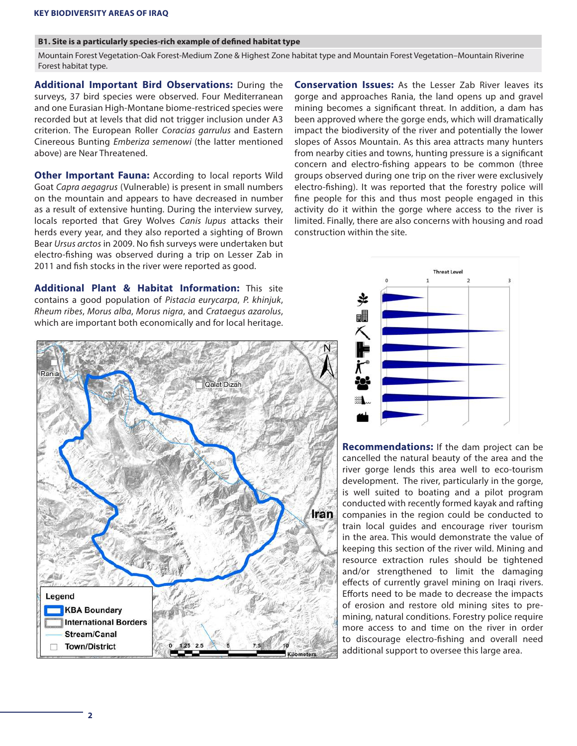**B1. Site is a particularly species-rich example of defined habitat type**

Mountain Forest Vegetation-Oak Forest-Medium Zone & Highest Zone habitat type and Mountain Forest Vegetation–Mountain Riverine Forest habitat type.

**Additional Important Bird Observations:** During the surveys, 37 bird species were observed. Four Mediterranean and one Eurasian High-Montane biome-restriced species were recorded but at levels that did not trigger inclusion under A3 criterion. The European Roller *Coracias garrulus* and Eastern Cinereous Bunting *Emberiza semenowi* (the latter mentioned above) are Near Threatened.

**Other Important Fauna:** According to local reports Wild Goat *Capra aegagrus* (Vulnerable) is present in small numbers on the mountain and appears to have decreased in number as a result of extensive hunting. During the interview survey, locals reported that Grey Wolves *Canis lupus* attacks their herds every year, and they also reported a sighting of Brown Bear *Ursus arctos* in 2009. No fish surveys were undertaken but electro-fishing was observed during a trip on Lesser Zab in 2011 and fish stocks in the river were reported as good.

**Additional Plant & Habitat Information:** This site contains a good population of *Pistacia eurycarpa*, *P. khinjuk*, *Rheum ribes*, *Morus alba*, *Morus nigra*, and *Crataegus azarolus*, which are important both economically and for local heritage.

Rania
Qalat Dizah
Iran
N
Legend
KBA Boundary
International Borders
Stream/Canal
Town/District
0 1.25 2.5 5 7.5 10
Kilometers

**Conservation Issues:** As the Lesser Zab River leaves its gorge and approaches Rania, the land opens up and gravel mining becomes a significant threat. In addition, a dam has been approved where the gorge ends, which will dramatically impact the biodiversity of the river and potentially the lower slopes of Assos Mountain. As this area attracts many hunters from nearby cities and towns, hunting pressure is a significant concern and electro-fishing appears to be common (three groups observed during one trip on the river were exclusively electro-fishing). It was reported that the forestry police will fine people for this and thus most people engaged in this activity do it within the gorge where access to the river is limited. Finally, there are also concerns with housing and road construction within the site.

Threat Level
0
1
2
3

**Recommendations:** If the dam project can be cancelled the natural beauty of the area and the river gorge lends this area well to eco-tourism development. The river, particularly in the gorge, is well suited to boating and a pilot program conducted with recently formed kayak and rafting companies in the region could be conducted to train local guides and encourage river tourism in the area. This would demonstrate the value of keeping this section of the river wild. Mining and resource extraction rules should be tightened and/or strengthened to limit the damaging effects of currently gravel mining on Iraqi rivers. Efforts need to be made to decrease the impacts of erosion and restore old mining sites to pre-mining, natural conditions. Forestry police require more access to and time on the river in order to discourage electro-fishing and overall need additional support to oversee this large area.